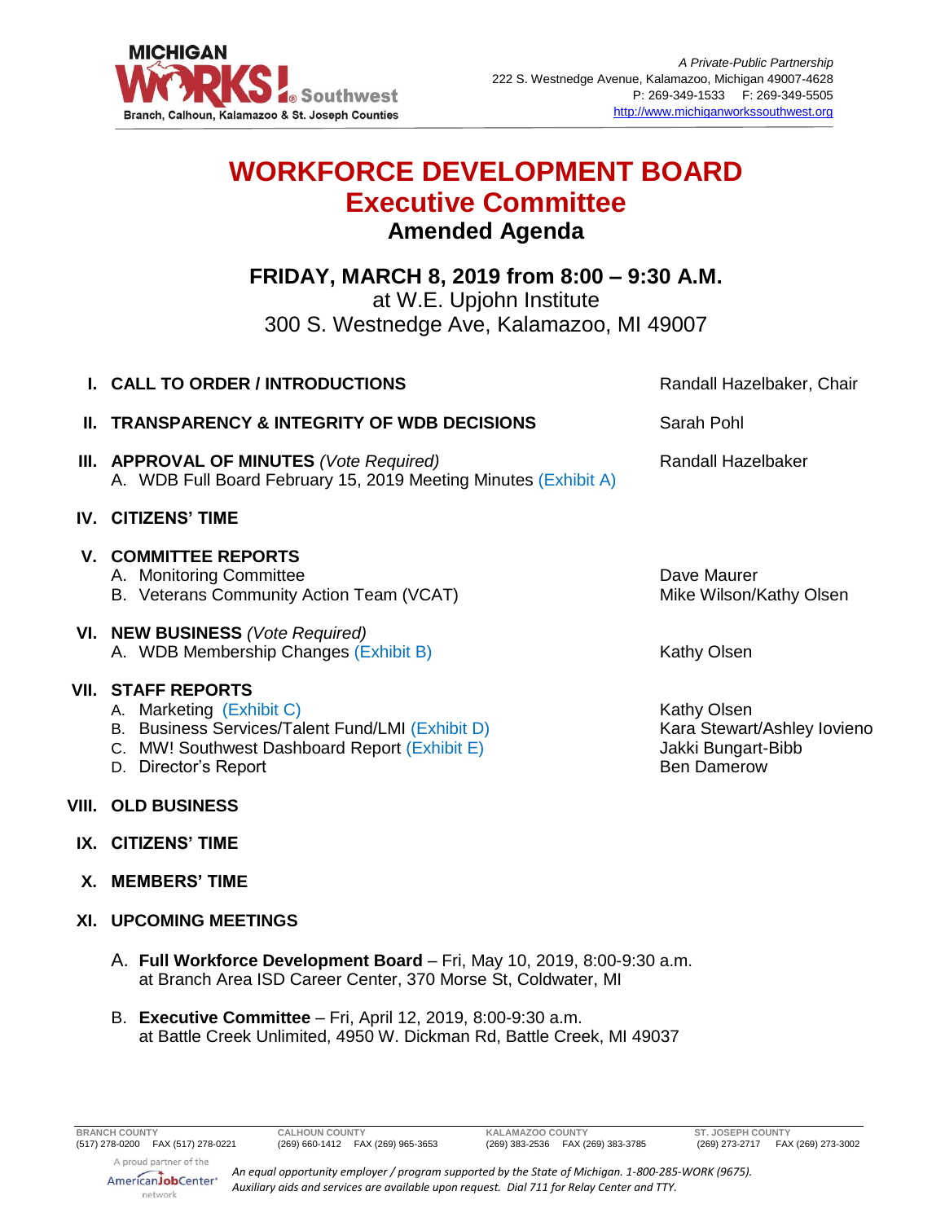MICHIGAN WORKS! Southwest
Branch, Calhoun, Kalamazoo & St. Joseph Counties

*A Private-Public Partnership*
222 S. Westnedge Avenue, Kalamazoo, Michigan 49007-4628
P: 269-349-1533 F: 269-349-5505
http://www.michiganworkssouthwest.org

# WORKFORCE DEVELOPMENT BOARD
## Executive Committee
### Amended Agenda

**FRIDAY, MARCH 8, 2019 from 8:00 – 9:30 A.M.**
at W.E. Upjohn Institute
300 S. Westnedge Ave, Kalamazoo, MI 49007

**I. CALL TO ORDER / INTRODUCTIONS** — Randall Hazelbaker, Chair

**II. TRANSPARENCY & INTEGRITY OF WDB DECISIONS** — Sarah Pohl

**III. APPROVAL OF MINUTES** *(Vote Required)* — Randall Hazelbaker
- A. WDB Full Board February 15, 2019 Meeting Minutes (Exhibit A)

**IV. CITIZENS' TIME**

**V. COMMITTEE REPORTS**
- A. Monitoring Committee — Dave Maurer
- B. Veterans Community Action Team (VCAT) — Mike Wilson/Kathy Olsen

**VI. NEW BUSINESS** *(Vote Required)*
- A. WDB Membership Changes (Exhibit B) — Kathy Olsen

**VII. STAFF REPORTS**
- A. Marketing (Exhibit C) — Kathy Olsen
- B. Business Services/Talent Fund/LMI (Exhibit D) — Kara Stewart/Ashley Iovieno
- C. MW! Southwest Dashboard Report (Exhibit E) — Jakki Bungart-Bibb
- D. Director's Report — Ben Damerow

**VIII. OLD BUSINESS**

**IX. CITIZENS' TIME**

**X. MEMBERS' TIME**

**XI. UPCOMING MEETINGS**

- A. **Full Workforce Development Board** – Fri, May 10, 2019, 8:00-9:30 a.m. at Branch Area ISD Career Center, 370 Morse St, Coldwater, MI
- B. **Executive Committee** – Fri, April 12, 2019, 8:00-9:30 a.m. at Battle Creek Unlimited, 4950 W. Dickman Rd, Battle Creek, MI 49037

| BRANCH COUNTY | CALHOUN COUNTY | KALAMAZOO COUNTY | ST. JOSEPH COUNTY |
|---|---|---|---|
| (517) 278-0200 FAX (517) 278-0221 | (269) 660-1412 FAX (269) 965-3653 | (269) 383-2536 FAX (269) 383-3785 | (269) 273-2717 FAX (269) 273-3002 |

A proud partner of the AmericanJobCenter network

*An equal opportunity employer / program supported by the State of Michigan. 1-800-285-WORK (9675). Auxiliary aids and services are available upon request. Dial 711 for Relay Center and TTY.*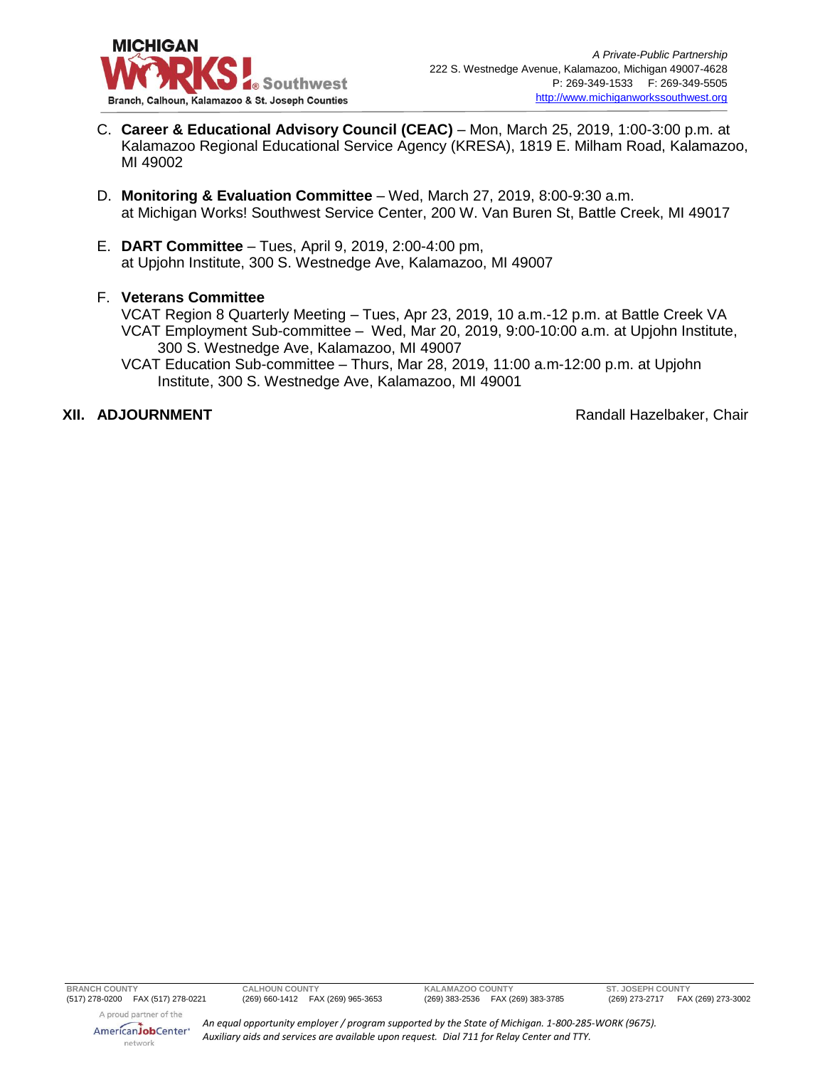C. **Career & Educational Advisory Council (CEAC)** – Mon, March 25, 2019, 1:00-3:00 p.m. at Kalamazoo Regional Educational Service Agency (KRESA), 1819 E. Milham Road, Kalamazoo, MI 49002

D. **Monitoring & Evaluation Committee** – Wed, March 27, 2019, 8:00-9:30 a.m. at Michigan Works! Southwest Service Center, 200 W. Van Buren St, Battle Creek, MI 49017

E. **DART Committee** – Tues, April 9, 2019, 2:00-4:00 pm, at Upjohn Institute, 300 S. Westnedge Ave, Kalamazoo, MI 49007

F. **Veterans Committee**

VCAT Region 8 Quarterly Meeting – Tues, Apr 23, 2019, 10 a.m.-12 p.m. at Battle Creek VA

VCAT Employment Sub-committee – Wed, Mar 20, 2019, 9:00-10:00 a.m. at Upjohn Institute, 300 S. Westnedge Ave, Kalamazoo, MI 49007

VCAT Education Sub-committee – Thurs, Mar 28, 2019, 11:00 a.m-12:00 p.m. at Upjohn Institute, 300 S. Westnedge Ave, Kalamazoo, MI 49001

**XII. ADJOURNMENT** Randall Hazelbaker, Chair